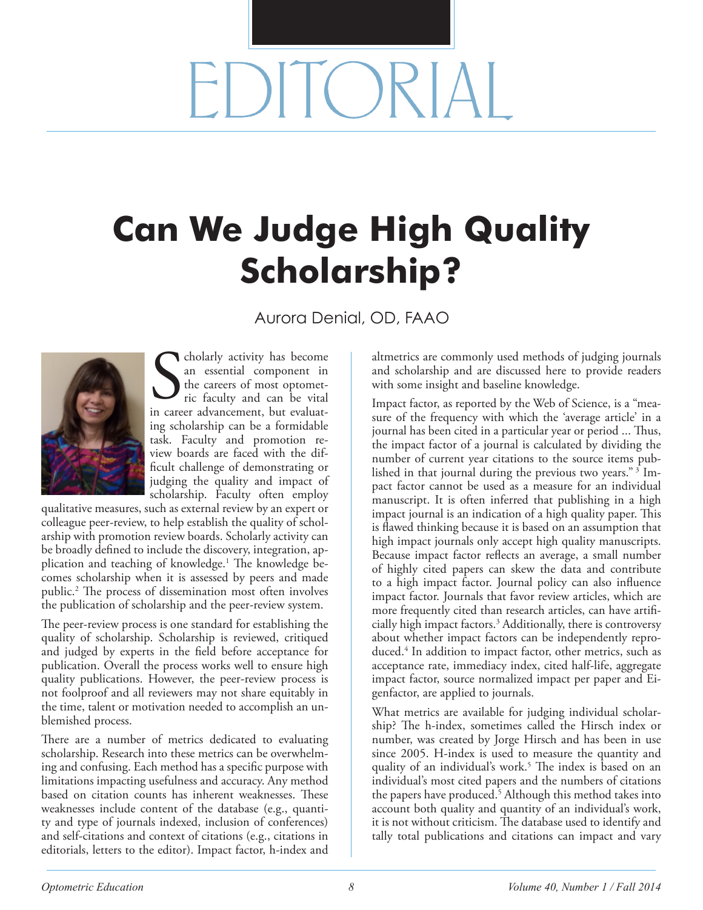# EDITORIAL

## Can We Judge High Quality Scholarship?

Aurora Denial, OD, FAAO

Scholarly activity has become an essential component in the careers of most optometric faculty and can be vital in career advancement, but evaluating scholarship can be a formidable task. Faculty and promotion review boards are faced with the difficult challenge of demonstrating or judging the quality and impact of scholarship. Faculty often employ qualitative measures, such as external review by an expert or colleague peer-review, to help establish the quality of scholarship with promotion review boards. Scholarly activity can be broadly defined to include the discovery, integration, application and teaching of knowledge.[1] The knowledge becomes scholarship when it is assessed by peers and made public.[2] The process of dissemination most often involves the publication of scholarship and the peer-review system.

The peer-review process is one standard for establishing the quality of scholarship. Scholarship is reviewed, critiqued and judged by experts in the field before acceptance for publication. Overall the process works well to ensure high quality publications. However, the peer-review process is not foolproof and all reviewers may not share equitably in the time, talent or motivation needed to accomplish an unblemished process.

There are a number of metrics dedicated to evaluating scholarship. Research into these metrics can be overwhelming and confusing. Each method has a specific purpose with limitations impacting usefulness and accuracy. Any method based on citation counts has inherent weaknesses. These weaknesses include content of the database (e.g., quantity and type of journals indexed, inclusion of conferences) and self-citations and context of citations (e.g., citations in editorials, letters to the editor). Impact factor, h-index and altmetrics are commonly used methods of judging journals and scholarship and are discussed here to provide readers with some insight and baseline knowledge.

Impact factor, as reported by the Web of Science, is a "measure of the frequency with which the 'average article' in a journal has been cited in a particular year or period ... Thus, the impact factor of a journal is calculated by dividing the number of current year citations to the source items published in that journal during the previous two years."[3] Impact factor cannot be used as a measure for an individual manuscript. It is often inferred that publishing in a high impact journal is an indication of a high quality paper. This is flawed thinking because it is based on an assumption that high impact journals only accept high quality manuscripts. Because impact factor reflects an average, a small number of highly cited papers can skew the data and contribute to a high impact factor. Journal policy can also influence impact factor. Journals that favor review articles, which are more frequently cited than research articles, can have artificially high impact factors.[3] Additionally, there is controversy about whether impact factors can be independently reproduced.[4] In addition to impact factor, other metrics, such as acceptance rate, immediacy index, cited half-life, aggregate impact factor, source normalized impact per paper and Eigenfactor, are applied to journals.

What metrics are available for judging individual scholarship? The h-index, sometimes called the Hirsch index or number, was created by Jorge Hirsch and has been in use since 2005. H-index is used to measure the quantity and quality of an individual's work.[5] The index is based on an individual's most cited papers and the numbers of citations the papers have produced.[5] Although this method takes into account both quality and quantity of an individual's work, it is not without criticism. The database used to identify and tally total publications and citations can impact and vary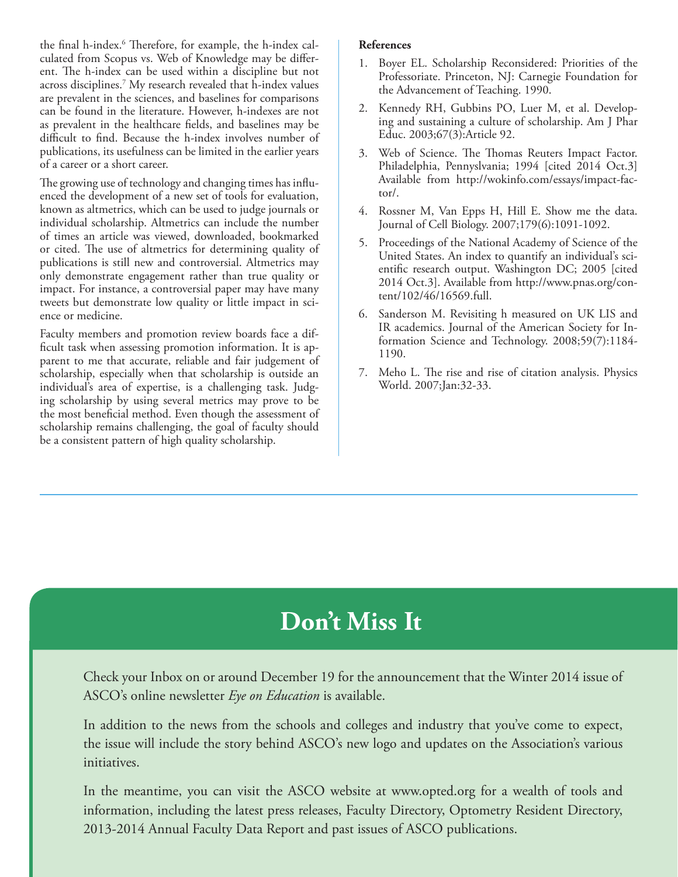the final h-index.[6] Therefore, for example, the h-index calculated from Scopus vs. Web of Knowledge may be different. The h-index can be used within a discipline but not across disciplines.[7] My research revealed that h-index values are prevalent in the sciences, and baselines for comparisons can be found in the literature. However, h-indexes are not as prevalent in the healthcare fields, and baselines may be difficult to find. Because the h-index involves number of publications, its usefulness can be limited in the earlier years of a career or a short career.

The growing use of technology and changing times has influenced the development of a new set of tools for evaluation, known as altmetrics, which can be used to judge journals or individual scholarship. Altmetrics can include the number of times an article was viewed, downloaded, bookmarked or cited. The use of altmetrics for determining quality of publications is still new and controversial. Altmetrics may only demonstrate engagement rather than true quality or impact. For instance, a controversial paper may have many tweets but demonstrate low quality or little impact in science or medicine.

Faculty members and promotion review boards face a difficult task when assessing promotion information. It is apparent to me that accurate, reliable and fair judgement of scholarship, especially when that scholarship is outside an individual's area of expertise, is a challenging task. Judging scholarship by using several metrics may prove to be the most beneficial method. Even though the assessment of scholarship remains challenging, the goal of faculty should be a consistent pattern of high quality scholarship.

**References**

1. Boyer EL. Scholarship Reconsidered: Priorities of the Professoriate. Princeton, NJ: Carnegie Foundation for the Advancement of Teaching. 1990.
2. Kennedy RH, Gubbins PO, Luer M, et al. Developing and sustaining a culture of scholarship. Am J Phar Educ. 2003;67(3):Article 92.
3. Web of Science. The Thomas Reuters Impact Factor. Philadelphia, Pennsylvania; 1994 [cited 2014 Oct.3] Available from http://wokinfo.com/essays/impact-factor/.
4. Rossner M, Van Epps H, Hill E. Show me the data. Journal of Cell Biology. 2007;179(6):1091-1092.
5. Proceedings of the National Academy of Science of the United States. An index to quantify an individual's scientific research output. Washington DC; 2005 [cited 2014 Oct.3]. Available from http://www.pnas.org/content/102/46/16569.full.
6. Sanderson M. Revisiting h measured on UK LIS and IR academics. Journal of the American Society for Information Science and Technology. 2008;59(7):1184-1190.
7. Meho L. The rise and rise of citation analysis. Physics World. 2007;Jan:32-33.

# Don't Miss It

Check your Inbox on or around December 19 for the announcement that the Winter 2014 issue of ASCO's online newsletter *Eye on Education* is available.

In addition to the news from the schools and colleges and industry that you've come to expect, the issue will include the story behind ASCO's new logo and updates on the Association's various initiatives.

In the meantime, you can visit the ASCO website at www.opted.org for a wealth of tools and information, including the latest press releases, Faculty Directory, Optometry Resident Directory, 2013-2014 Annual Faculty Data Report and past issues of ASCO publications.